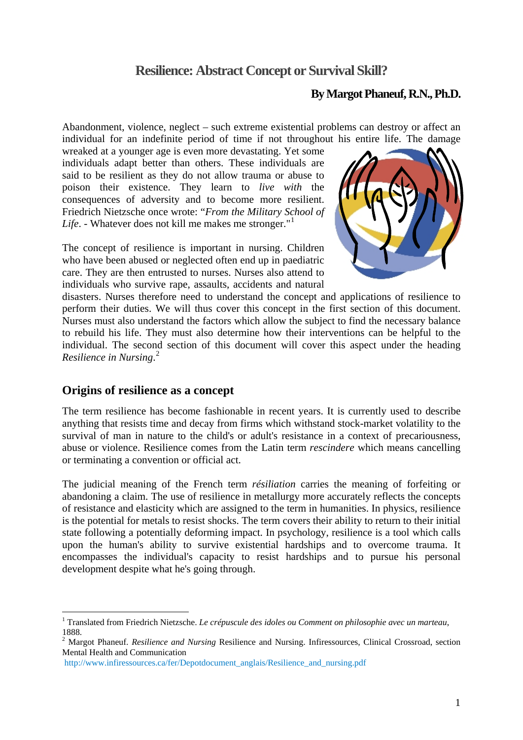# Resilience: Abstract Concept or Survival Skill?

**By Margot Phaneuf, R.N., Ph.D.**

Abandonment, violence, neglect – such extreme existential problems can destroy or affect an individual for an indefinite period of time if not throughout his entire life. The damage wreaked at a younger age is even more devastating. Yet some individuals adapt better than others. These individuals are said to be resilient as they do not allow trauma or abuse to poison their existence. They learn to *live with* the consequences of adversity and to become more resilient. Friedrich Nietzsche once wrote: "*From the Military School of Life*. - Whatever does not kill me makes me stronger."[1]

The concept of resilience is important in nursing. Children who have been abused or neglected often end up in paediatric care. They are then entrusted to nurses. Nurses also attend to individuals who survive rape, assaults, accidents and natural disasters. Nurses therefore need to understand the concept and applications of resilience to perform their duties. We will thus cover this concept in the first section of this document. Nurses must also understand the factors which allow the subject to find the necessary balance to rebuild his life. They must also determine how their interventions can be helpful to the individual. The second section of this document will cover this aspect under the heading *Resilience in Nursing*.[2]

## Origins of resilience as a concept

The term resilience has become fashionable in recent years. It is currently used to describe anything that resists time and decay from firms which withstand stock-market volatility to the survival of man in nature to the child's or adult's resistance in a context of precariousness, abuse or violence. Resilience comes from the Latin term *rescindere* which means cancelling or terminating a convention or official act.

The judicial meaning of the French term *résiliation* carries the meaning of forfeiting or abandoning a claim. The use of resilience in metallurgy more accurately reflects the concepts of resistance and elasticity which are assigned to the term in humanities. In physics, resilience is the potential for metals to resist shocks. The term covers their ability to return to their initial state following a potentially deforming impact. In psychology, resilience is a tool which calls upon the human's ability to survive existential hardships and to overcome trauma. It encompasses the individual's capacity to resist hardships and to pursue his personal development despite what he's going through.

---

[1] Translated from Friedrich Nietzsche. *Le crépuscule des idoles ou Comment on philosophie avec un marteau*, 1888.

[2] Margot Phaneuf. *Resilience and Nursing* Resilience and Nursing. Infiressources, Clinical Crossroad, section Mental Health and Communication http://www.infiressources.ca/fer/Depotdocument_anglais/Resilience_and_nursing.pdf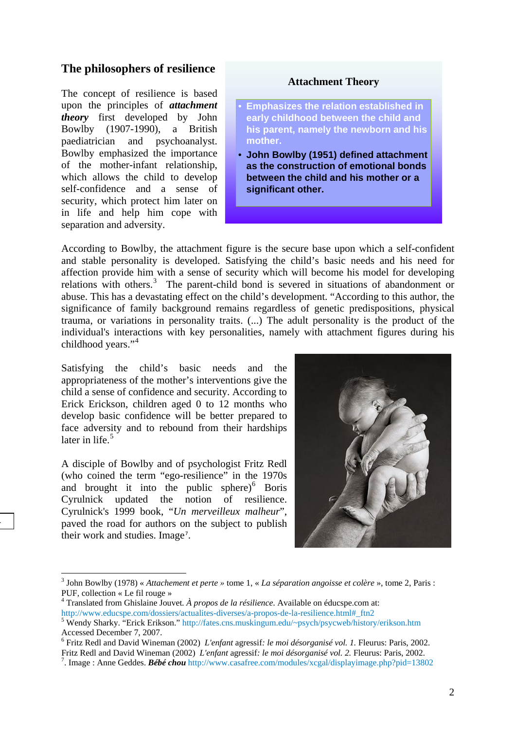## The philosophers of resilience

The concept of resilience is based upon the principles of ***attachment theory*** first developed by John Bowlby (1907-1990), a British paediatrician and psychoanalyst. Bowlby emphasized the importance of the mother-infant relationship, which allows the child to develop self-confidence and a sense of security, which protect him later on in life and help him cope with separation and adversity.

**Attachment Theory**

- **Emphasizes the relation established in early childhood between the child and his parent, namely the newborn and his mother.**
- **John Bowlby (1951) defined attachment as the construction of emotional bonds between the child and his mother or a significant other.**

According to Bowlby, the attachment figure is the secure base upon which a self-confident and stable personality is developed. Satisfying the child's basic needs and his need for affection provide him with a sense of security which will become his model for developing relations with others.[3] The parent-child bond is severed in situations of abandonment or abuse. This has a devastating effect on the child's development. "According to this author, the significance of family background remains regardless of genetic predispositions, physical trauma, or variations in personality traits. (...) The adult personality is the product of the individual's interactions with key personalities, namely with attachment figures during his childhood years."[4]

Satisfying the child's basic needs and the appropriateness of the mother's interventions give the child a sense of confidence and security. According to Erick Erickson, children aged 0 to 12 months who develop basic confidence will be better prepared to face adversity and to rebound from their hardships later in life.[5]

A disciple of Bowlby and of psychologist Fritz Redl (who coined the term "ego-resilience" in the 1970s and brought it into the public sphere)[6] Boris Cyrulnick updated the notion of resilience. Cyrulnick's 1999 book, "*Un merveilleux malheur*", paved the road for authors on the subject to publish their work and studies. Image[7].

---

[3] John Bowlby (1978) « *Attachement et perte* » tome 1, « *La séparation angoisse et colère* », tome 2, Paris : PUF, collection « Le fil rouge »

[4] Translated from Ghislaine Jouvet. *À propos de la résilience*. Available on éducspe.com at: http://www.educspe.com/dossiers/actualites-diverses/a-propos-de-la-resilience.html#_ftn2

[5] Wendy Sharky. "Erick Erikson." http://fates.cns.muskingum.edu/~psych/psycweb/history/erikson.htm Accessed December 7, 2007.

[6] Fritz Redl and David Wineman (2002) *L'enfant* agressif*: le moi désorganisé vol. 1.* Fleurus: Paris, 2002. Fritz Redl and David Wineman (2002) *L'enfant* agressif*: le moi désorganisé vol. 2.* Fleurus: Paris, 2002.

[7]. Image : Anne Geddes. ***Bébé chou*** http://www.casafree.com/modules/xcgal/displayimage.php?pid=13802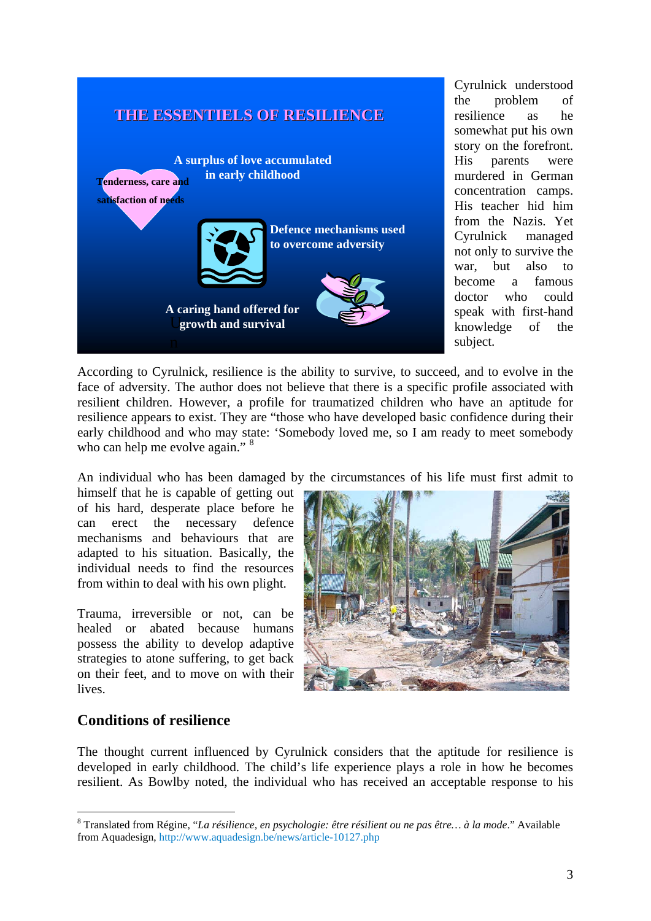THE ESSENTIELS OF RESILIENCE

A surplus of love accumulated in early childhood

Tenderness, care and satisfaction of needs

Defence mechanisms used to overcome adversity

A caring hand offered for growth and survival

Cyrulnick understood the problem of resilience as he somewhat put his own story on the forefront. His parents were murdered in German concentration camps. His teacher hid him from the Nazis. Yet Cyrulnick managed not only to survive the war, but also to become a famous doctor who could speak with first-hand knowledge of the subject.

According to Cyrulnick, resilience is the ability to survive, to succeed, and to evolve in the face of adversity. The author does not believe that there is a specific profile associated with resilient children. However, a profile for traumatized children who have an aptitude for resilience appears to exist. They are "those who have developed basic confidence during their early childhood and who may state: 'Somebody loved me, so I am ready to meet somebody who can help me evolve again." [8]

An individual who has been damaged by the circumstances of his life must first admit to himself that he is capable of getting out of his hard, desperate place before he can erect the necessary defence mechanisms and behaviours that are adapted to his situation. Basically, the individual needs to find the resources from within to deal with his own plight.

Trauma, irreversible or not, can be healed or abated because humans possess the ability to develop adaptive strategies to atone suffering, to get back on their feet, and to move on with their lives.

## Conditions of resilience

The thought current influenced by Cyrulnick considers that the aptitude for resilience is developed in early childhood. The child's life experience plays a role in how he becomes resilient. As Bowlby noted, the individual who has received an acceptable response to his

---

[8] Translated from Régine, "*La résilience, en psychologie: être résilient ou ne pas être… à la mode*." Available from Aquadesign, http://www.aquadesign.be/news/article-10127.php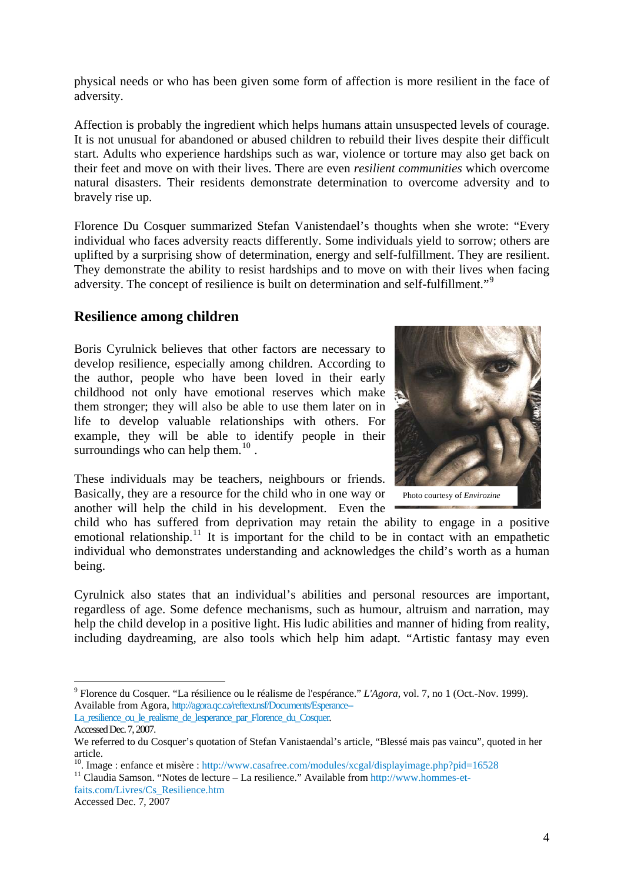physical needs or who has been given some form of affection is more resilient in the face of adversity.

Affection is probably the ingredient which helps humans attain unsuspected levels of courage. It is not unusual for abandoned or abused children to rebuild their lives despite their difficult start. Adults who experience hardships such as war, violence or torture may also get back on their feet and move on with their lives. There are even *resilient communities* which overcome natural disasters. Their residents demonstrate determination to overcome adversity and to bravely rise up.

Florence Du Cosquer summarized Stefan Vanistendael's thoughts when she wrote: "Every individual who faces adversity reacts differently. Some individuals yield to sorrow; others are uplifted by a surprising show of determination, energy and self-fulfillment. They are resilient. They demonstrate the ability to resist hardships and to move on with their lives when facing adversity. The concept of resilience is built on determination and self-fulfillment."[9]

## Resilience among children

Boris Cyrulnick believes that other factors are necessary to develop resilience, especially among children. According to the author, people who have been loved in their early childhood not only have emotional reserves which make them stronger; they will also be able to use them later on in life to develop valuable relationships with others. For example, they will be able to identify people in their surroundings who can help them.[10] .

Photo courtesy of *Envirozine*

These individuals may be teachers, neighbours or friends. Basically, they are a resource for the child who in one way or another will help the child in his development. Even the child who has suffered from deprivation may retain the ability to engage in a positive emotional relationship.[11] It is important for the child to be in contact with an empathetic individual who demonstrates understanding and acknowledges the child's worth as a human being.

Cyrulnick also states that an individual's abilities and personal resources are important, regardless of age. Some defence mechanisms, such as humour, altruism and narration, may help the child develop in a positive light. His ludic abilities and manner of hiding from reality, including daydreaming, are also tools which help him adapt. "Artistic fantasy may even

---

[9] Florence du Cosquer. "La résilience ou le réalisme de l'espérance." *L'Agora*, vol. 7, no 1 (Oct.-Nov. 1999). Available from Agora, http://agora.qc.ca/reftext.nsf/Documents/Esperance--La_resilience_ou_le_realisme_de_lesperance_par_Florence_du_Cosquer. Accessed Dec. 7, 2007.
We referred to du Cosquer's quotation of Stefan Vanistaendal's article, "Blessé mais pas vaincu", quoted in her article.

[10]. Image : enfance et misère : http://www.casafree.com/modules/xcgal/displayimage.php?pid=16528

[11] Claudia Samson. "Notes de lecture – La resilience." Available from http://www.hommes-et-faits.com/Livres/Cs_Resilience.htm
Accessed Dec. 7, 2007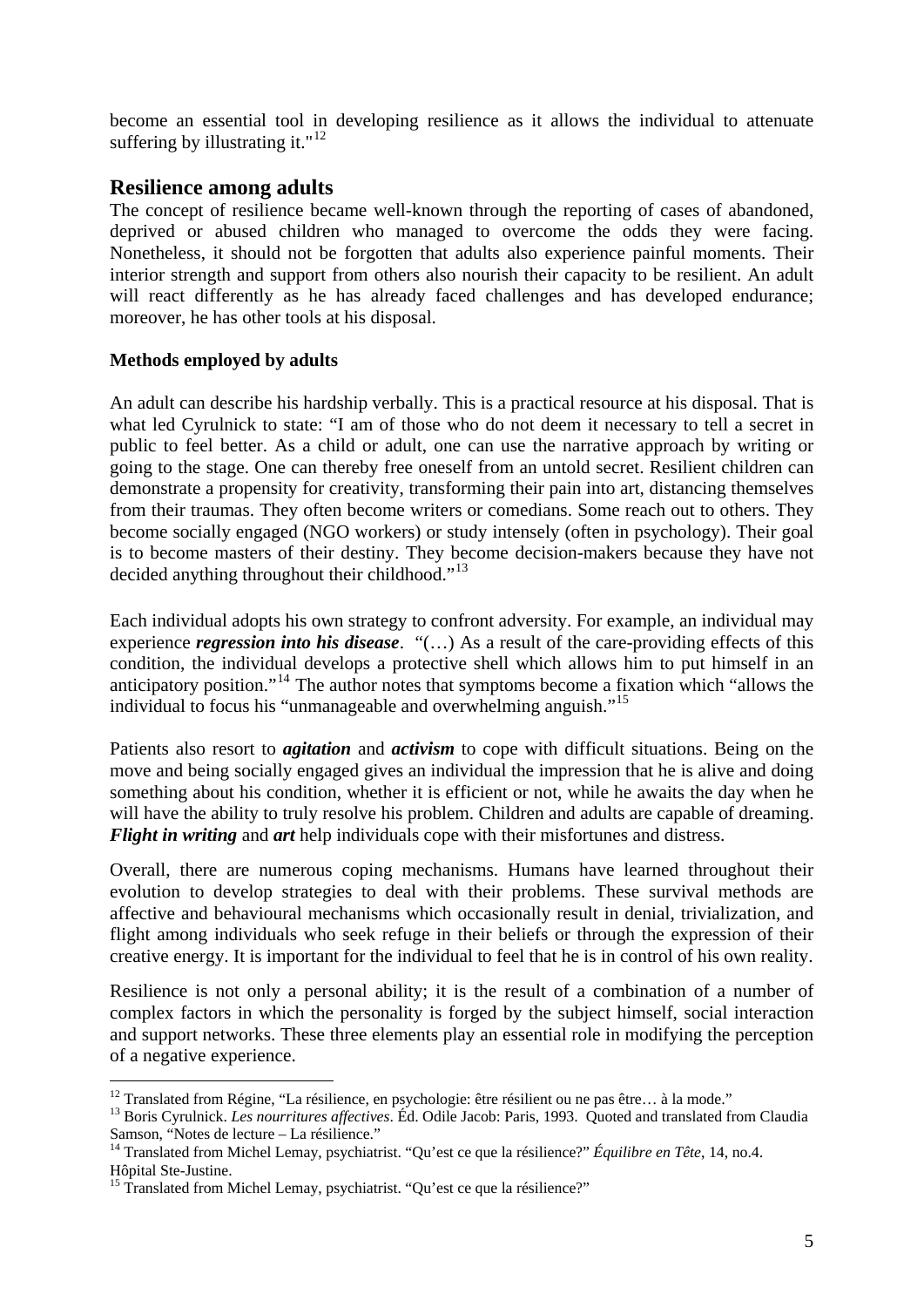become an essential tool in developing resilience as it allows the individual to attenuate suffering by illustrating it."[12]

## Resilience among adults

The concept of resilience became well-known through the reporting of cases of abandoned, deprived or abused children who managed to overcome the odds they were facing. Nonetheless, it should not be forgotten that adults also experience painful moments. Their interior strength and support from others also nourish their capacity to be resilient. An adult will react differently as he has already faced challenges and has developed endurance; moreover, he has other tools at his disposal.

### Methods employed by adults

An adult can describe his hardship verbally. This is a practical resource at his disposal. That is what led Cyrulnick to state: "I am of those who do not deem it necessary to tell a secret in public to feel better. As a child or adult, one can use the narrative approach by writing or going to the stage. One can thereby free oneself from an untold secret. Resilient children can demonstrate a propensity for creativity, transforming their pain into art, distancing themselves from their traumas. They often become writers or comedians. Some reach out to others. They become socially engaged (NGO workers) or study intensely (often in psychology). Their goal is to become masters of their destiny. They become decision-makers because they have not decided anything throughout their childhood."[13]

Each individual adopts his own strategy to confront adversity. For example, an individual may experience ***regression into his disease***. "(…) As a result of the care-providing effects of this condition, the individual develops a protective shell which allows him to put himself in an anticipatory position."[14] The author notes that symptoms become a fixation which "allows the individual to focus his "unmanageable and overwhelming anguish."[15]

Patients also resort to ***agitation*** and ***activism*** to cope with difficult situations. Being on the move and being socially engaged gives an individual the impression that he is alive and doing something about his condition, whether it is efficient or not, while he awaits the day when he will have the ability to truly resolve his problem. Children and adults are capable of dreaming. ***Flight in writing*** and ***art*** help individuals cope with their misfortunes and distress.

Overall, there are numerous coping mechanisms. Humans have learned throughout their evolution to develop strategies to deal with their problems. These survival methods are affective and behavioural mechanisms which occasionally result in denial, trivialization, and flight among individuals who seek refuge in their beliefs or through the expression of their creative energy. It is important for the individual to feel that he is in control of his own reality.

Resilience is not only a personal ability; it is the result of a combination of a number of complex factors in which the personality is forged by the subject himself, social interaction and support networks. These three elements play an essential role in modifying the perception of a negative experience.

---

[12] Translated from Régine, "La résilience, en psychologie: être résilient ou ne pas être… à la mode."
[13] Boris Cyrulnick. *Les nourritures affectives*. Éd. Odile Jacob: Paris, 1993. Quoted and translated from Claudia Samson, "Notes de lecture – La résilience."
[14] Translated from Michel Lemay, psychiatrist. "Qu'est ce que la résilience?" *Équilibre en Tête*, 14, no.4. Hôpital Ste-Justine.
[15] Translated from Michel Lemay, psychiatrist. "Qu'est ce que la résilience?"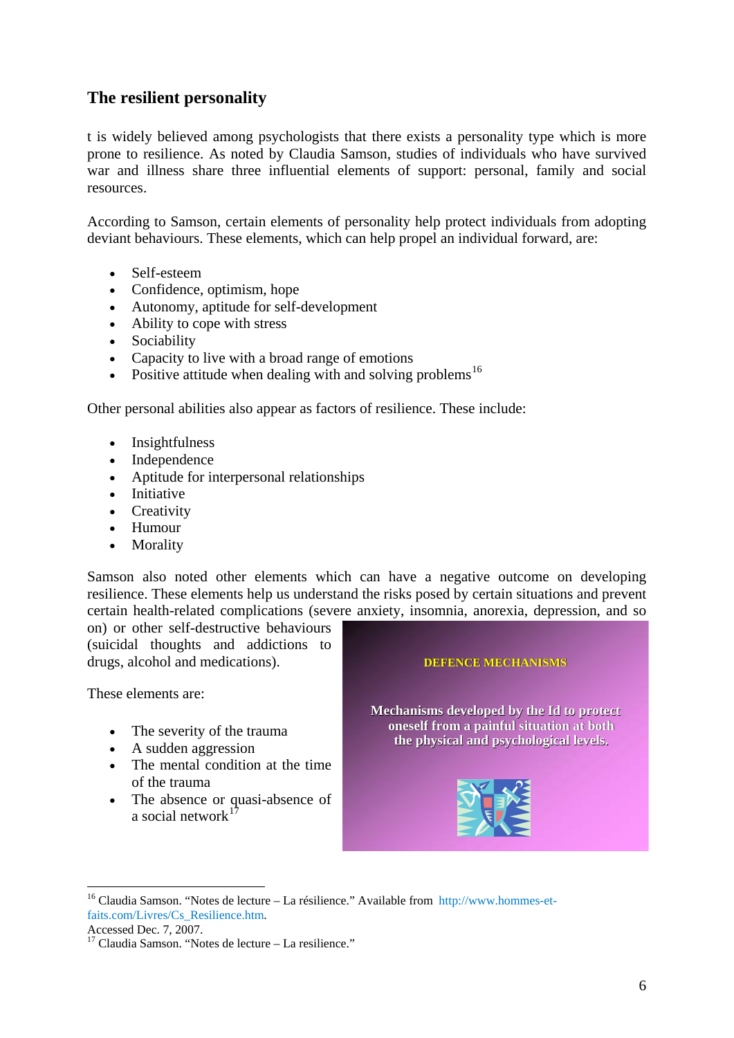## The resilient personality

t is widely believed among psychologists that there exists a personality type which is more prone to resilience. As noted by Claudia Samson, studies of individuals who have survived war and illness share three influential elements of support: personal, family and social resources.

According to Samson, certain elements of personality help protect individuals from adopting deviant behaviours. These elements, which can help propel an individual forward, are:

- Self-esteem
- Confidence, optimism, hope
- Autonomy, aptitude for self-development
- Ability to cope with stress
- Sociability
- Capacity to live with a broad range of emotions
- Positive attitude when dealing with and solving problems[16]

Other personal abilities also appear as factors of resilience. These include:

- Insightfulness
- Independence
- Aptitude for interpersonal relationships
- Initiative
- Creativity
- Humour
- Morality

Samson also noted other elements which can have a negative outcome on developing resilience. These elements help us understand the risks posed by certain situations and prevent certain health-related complications (severe anxiety, insomnia, anorexia, depression, and so on) or other self-destructive behaviours (suicidal thoughts and addictions to drugs, alcohol and medications).

These elements are:

- The severity of the trauma
- A sudden aggression
- The mental condition at the time of the trauma
- The absence or quasi-absence of a social network[17]

**DEFENCE MECHANISMS**

**Mechanisms developed by the Id to protect oneself from a painful situation at both the physical and psychological levels.**

---

[16] Claudia Samson. "Notes de lecture – La résilience." Available from http://www.hommes-et-faits.com/Livres/Cs_Resilience.htm. Accessed Dec. 7, 2007.

[17] Claudia Samson. "Notes de lecture – La resilience."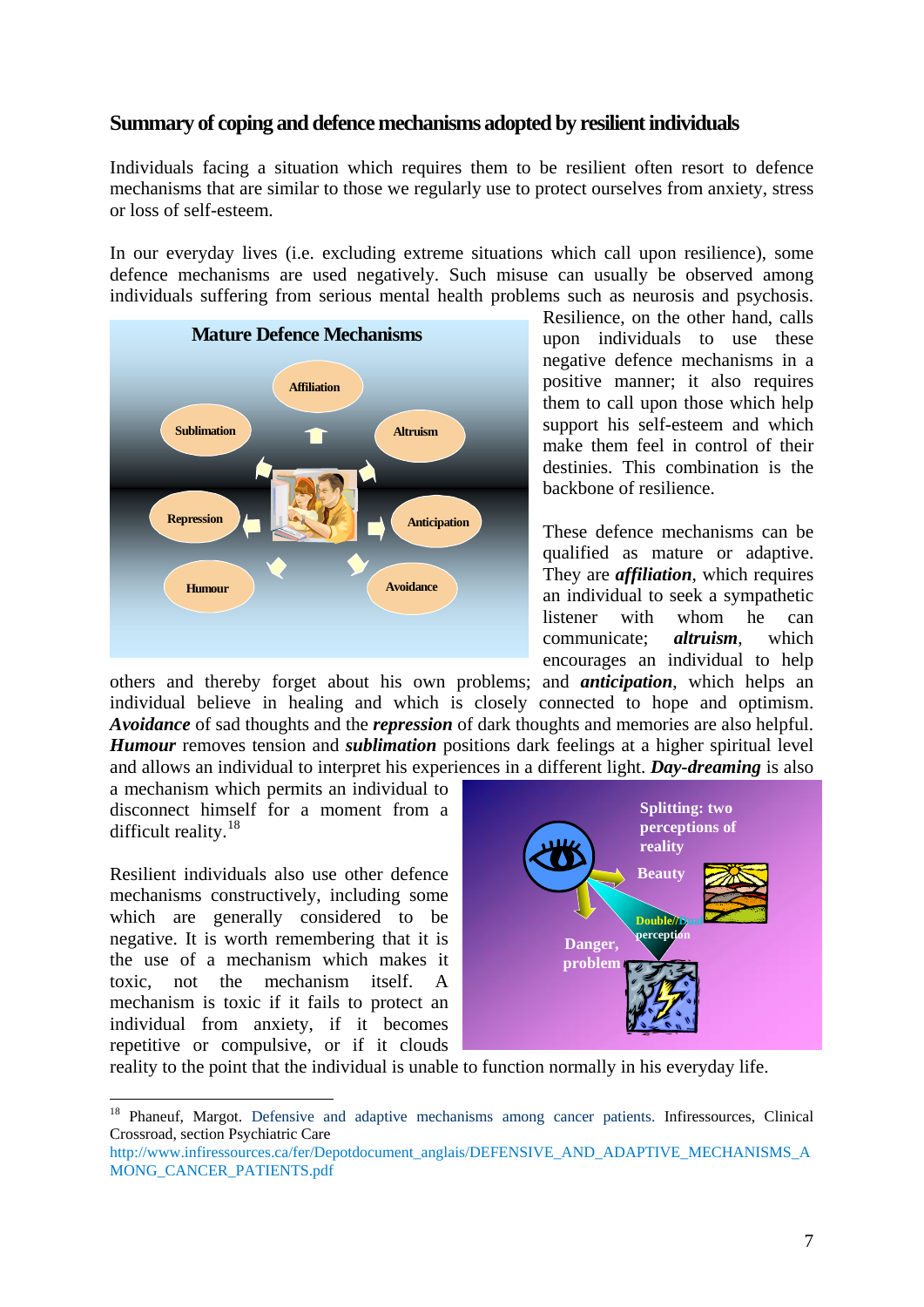## Summary of coping and defence mechanisms adopted by resilient individuals

Individuals facing a situation which requires them to be resilient often resort to defence mechanisms that are similar to those we regularly use to protect ourselves from anxiety, stress or loss of self-esteem.

In our everyday lives (i.e. excluding extreme situations which call upon resilience), some defence mechanisms are used negatively. Such misuse can usually be observed among individuals suffering from serious mental health problems such as neurosis and psychosis. Resilience, on the other hand, calls upon individuals to use these negative defence mechanisms in a positive manner; it also requires them to call upon those which help support his self-esteem and which make them feel in control of their destinies. This combination is the backbone of resilience.

These defence mechanisms can be qualified as mature or adaptive. They are ***affiliation***, which requires an individual to seek a sympathetic listener with whom he can communicate; ***altruism***, which encourages an individual to help others and thereby forget about his own problems; and ***anticipation***, which helps an individual believe in healing and which is closely connected to hope and optimism. ***Avoidance*** of sad thoughts and the ***repression*** of dark thoughts and memories are also helpful. ***Humour*** removes tension and ***sublimation*** positions dark feelings at a higher spiritual level and allows an individual to interpret his experiences in a different light. ***Day-dreaming*** is also a mechanism which permits an individual to disconnect himself for a moment from a difficult reality.[18]

Resilient individuals also use other defence mechanisms constructively, including some which are generally considered to be negative. It is worth remembering that it is the use of a mechanism which makes it toxic, not the mechanism itself. A mechanism is toxic if it fails to protect an individual from anxiety, if it becomes repetitive or compulsive, or if it clouds reality to the point that the individual is unable to function normally in his everyday life.

---

[18] Phaneuf, Margot. Defensive and adaptive mechanisms among cancer patients. Infiressources, Clinical Crossroad, section Psychiatric Care http://www.infiressources.ca/fer/Depotdocument_anglais/DEFENSIVE_AND_ADAPTIVE_MECHANISMS_AMONG_CANCER_PATIENTS.pdf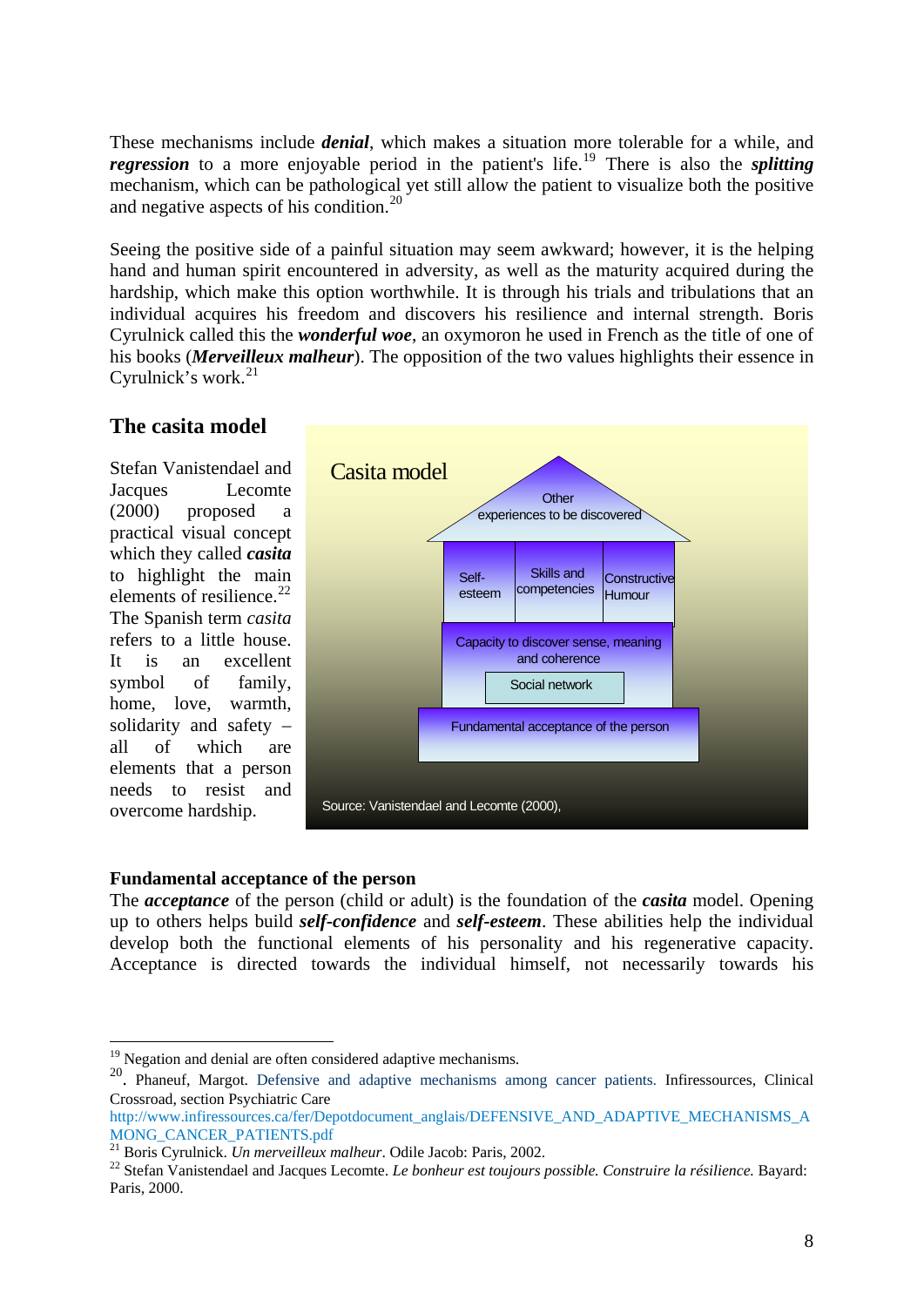These mechanisms include ***denial***, which makes a situation more tolerable for a while, and ***regression*** to a more enjoyable period in the patient's life.[19] There is also the ***splitting*** mechanism, which can be pathological yet still allow the patient to visualize both the positive and negative aspects of his condition.[20]

Seeing the positive side of a painful situation may seem awkward; however, it is the helping hand and human spirit encountered in adversity, as well as the maturity acquired during the hardship, which make this option worthwhile. It is through his trials and tribulations that an individual acquires his freedom and discovers his resilience and internal strength. Boris Cyrulnick called this the ***wonderful woe***, an oxymoron he used in French as the title of one of his books (***Merveilleux malheur***). The opposition of the two values highlights their essence in Cyrulnick's work.[21]

## The casita model

Stefan Vanistendael and Jacques Lecomte (2000) proposed a practical visual concept which they called ***casita*** to highlight the main elements of resilience.[22] The Spanish term *casita* refers to a little house. It is an excellent symbol of family, home, love, warmth, solidarity and safety – all of which are elements that a person needs to resist and overcome hardship.

Casita model

- Other experiences to be discovered
- Self-esteem | Skills and competencies | Constructive Humour
- Capacity to discover sense, meaning and coherence
- Social network
- Fundamental acceptance of the person

Source: Vanistendael and Lecomte (2000),

### Fundamental acceptance of the person

The ***acceptance*** of the person (child or adult) is the foundation of the ***casita*** model. Opening up to others helps build ***self-confidence*** and ***self-esteem***. These abilities help the individual develop both the functional elements of his personality and his regenerative capacity. Acceptance is directed towards the individual himself, not necessarily towards his

---

[19] Negation and denial are often considered adaptive mechanisms.

[20] . Phaneuf, Margot. Defensive and adaptive mechanisms among cancer patients. Infiressources, Clinical Crossroad, section Psychiatric Care http://www.infiressources.ca/fer/Depotdocument_anglais/DEFENSIVE_AND_ADAPTIVE_MECHANISMS_AMONG_CANCER_PATIENTS.pdf

[21] Boris Cyrulnick. *Un merveilleux malheur*. Odile Jacob: Paris, 2002.

[22] Stefan Vanistendael and Jacques Lecomte. *Le bonheur est toujours possible. Construire la résilience.* Bayard: Paris, 2000.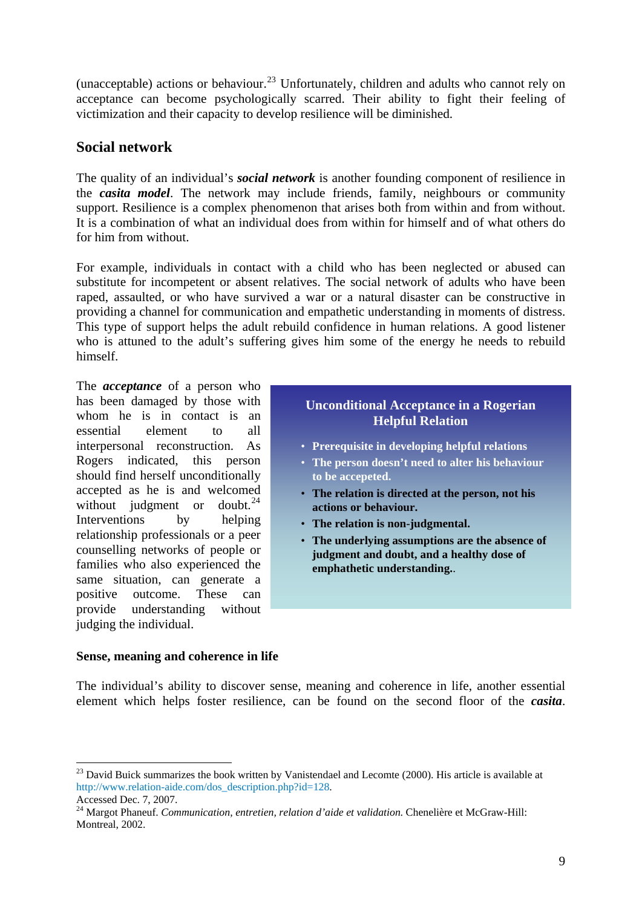(unacceptable) actions or behaviour.[23] Unfortunately, children and adults who cannot rely on acceptance can become psychologically scarred. Their ability to fight their feeling of victimization and their capacity to develop resilience will be diminished.

## Social network

The quality of an individual's ***social network*** is another founding component of resilience in the ***casita model***. The network may include friends, family, neighbours or community support. Resilience is a complex phenomenon that arises both from within and from without. It is a combination of what an individual does from within for himself and of what others do for him from without.

For example, individuals in contact with a child who has been neglected or abused can substitute for incompetent or absent relatives. The social network of adults who have been raped, assaulted, or who have survived a war or a natural disaster can be constructive in providing a channel for communication and empathetic understanding in moments of distress. This type of support helps the adult rebuild confidence in human relations. A good listener who is attuned to the adult's suffering gives him some of the energy he needs to rebuild himself.

The ***acceptance*** of a person who has been damaged by those with whom he is in contact is an essential element to all interpersonal reconstruction. As Rogers indicated, this person should find herself unconditionally accepted as he is and welcomed without judgment or doubt.[24] Interventions by helping relationship professionals or a peer counselling networks of people or families who also experienced the same situation, can generate a positive outcome. These can provide understanding without judging the individual.

> **Unconditional Acceptance in a Rogerian Helpful Relation**
>
> - **Prerequisite in developing helpful relations**
> - **The person doesn't need to alter his behaviour to be accepeted.**
> - **The relation is directed at the person, not his actions or behaviour.**
> - **The relation is non-judgmental.**
> - **The underlying assumptions are the absence of judgment and doubt, and a healthy dose of emphathetic understanding.**.

### Sense, meaning and coherence in life

The individual's ability to discover sense, meaning and coherence in life, another essential element which helps foster resilience, can be found on the second floor of the ***casita***.

---

[23] David Buick summarizes the book written by Vanistendael and Lecomte (2000). His article is available at http://www.relation-aide.com/dos_description.php?id=128. Accessed Dec. 7, 2007.

[24] Margot Phaneuf. *Communication, entretien, relation d'aide et validation.* Chenelière et McGraw-Hill: Montreal, 2002.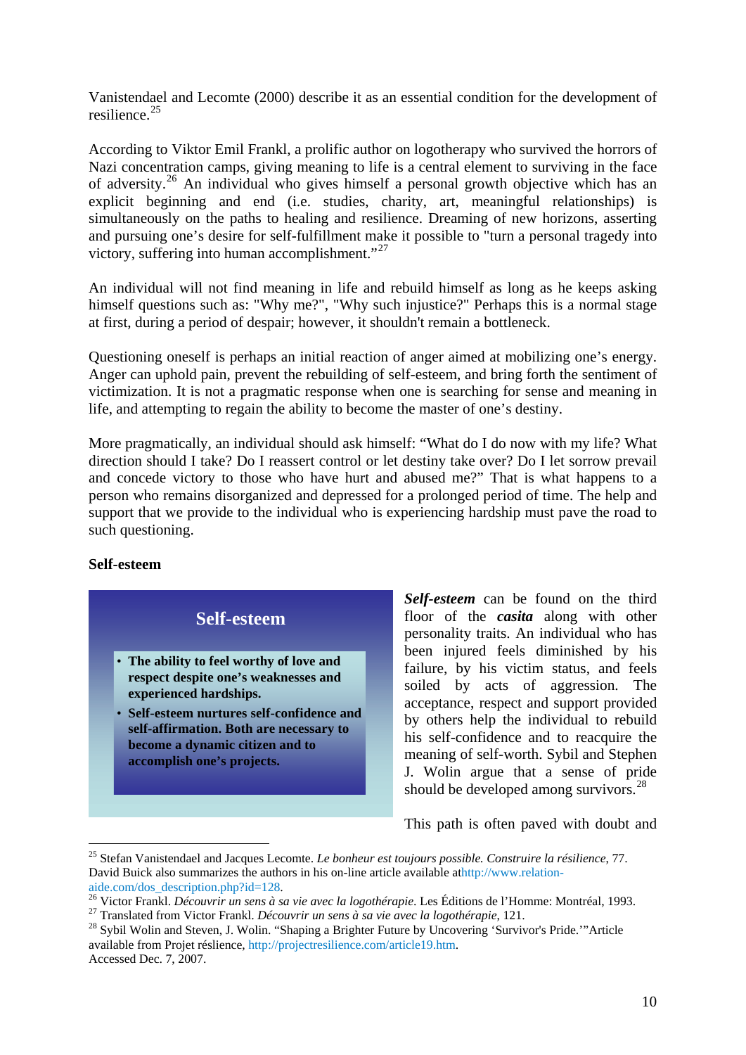Vanistendael and Lecomte (2000) describe it as an essential condition for the development of resilience.[25]

According to Viktor Emil Frankl, a prolific author on logotherapy who survived the horrors of Nazi concentration camps, giving meaning to life is a central element to surviving in the face of adversity.[26] An individual who gives himself a personal growth objective which has an explicit beginning and end (i.e. studies, charity, art, meaningful relationships) is simultaneously on the paths to healing and resilience. Dreaming of new horizons, asserting and pursuing one's desire for self-fulfillment make it possible to "turn a personal tragedy into victory, suffering into human accomplishment."[27]

An individual will not find meaning in life and rebuild himself as long as he keeps asking himself questions such as: "Why me?", "Why such injustice?" Perhaps this is a normal stage at first, during a period of despair; however, it shouldn't remain a bottleneck.

Questioning oneself is perhaps an initial reaction of anger aimed at mobilizing one's energy. Anger can uphold pain, prevent the rebuilding of self-esteem, and bring forth the sentiment of victimization. It is not a pragmatic response when one is searching for sense and meaning in life, and attempting to regain the ability to become the master of one's destiny.

More pragmatically, an individual should ask himself: "What do I do now with my life? What direction should I take? Do I reassert control or let destiny take over? Do I let sorrow prevail and concede victory to those who have hurt and abused me?" That is what happens to a person who remains disorganized and depressed for a prolonged period of time. The help and support that we provide to the individual who is experiencing hardship must pave the road to such questioning.

**Self-esteem**

**Self-esteem**

- **The ability to feel worthy of love and respect despite one's weaknesses and experienced hardships.**
- **Self-esteem nurtures self-confidence and self-affirmation. Both are necessary to become a dynamic citizen and to accomplish one's projects.**

***Self-esteem*** can be found on the third floor of the ***casita*** along with other personality traits. An individual who has been injured feels diminished by his failure, by his victim status, and feels soiled by acts of aggression. The acceptance, respect and support provided by others help the individual to rebuild his self-confidence and to reacquire the meaning of self-worth. Sybil and Stephen J. Wolin argue that a sense of pride should be developed among survivors.[28]

This path is often paved with doubt and

---

[25] Stefan Vanistendael and Jacques Lecomte. *Le bonheur est toujours possible. Construire la résilience*, 77. David Buick also summarizes the authors in his on-line article available athttp://www.relation-aide.com/dos_description.php?id=128.

[26] Victor Frankl. *Découvrir un sens à sa vie avec la logothérapie*. Les Éditions de l'Homme: Montréal, 1993.

[27] Translated from Victor Frankl. *Découvrir un sens à sa vie avec la logothérapie*, 121.

[28] Sybil Wolin and Steven, J. Wolin. "Shaping a Brighter Future by Uncovering 'Survivor's Pride.'"Article available from Projet résilience, http://projectresilience.com/article19.htm. Accessed Dec. 7, 2007.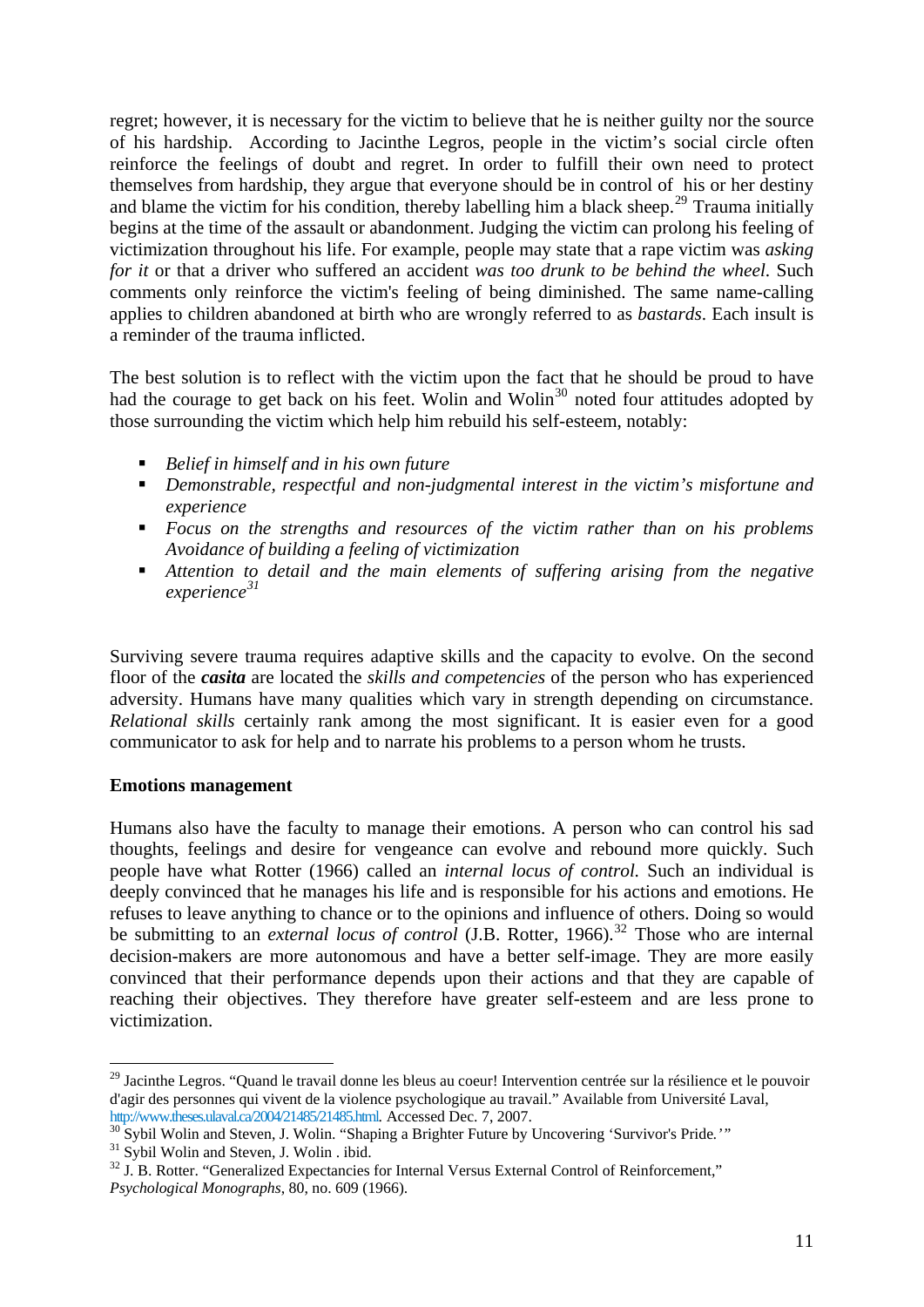regret; however, it is necessary for the victim to believe that he is neither guilty nor the source of his hardship. According to Jacinthe Legros, people in the victim's social circle often reinforce the feelings of doubt and regret. In order to fulfill their own need to protect themselves from hardship, they argue that everyone should be in control of his or her destiny and blame the victim for his condition, thereby labelling him a black sheep.[29] Trauma initially begins at the time of the assault or abandonment. Judging the victim can prolong his feeling of victimization throughout his life. For example, people may state that a rape victim was *asking for it* or that a driver who suffered an accident *was too drunk to be behind the wheel*. Such comments only reinforce the victim's feeling of being diminished. The same name-calling applies to children abandoned at birth who are wrongly referred to as *bastards*. Each insult is a reminder of the trauma inflicted.

The best solution is to reflect with the victim upon the fact that he should be proud to have had the courage to get back on his feet. Wolin and Wolin[30] noted four attitudes adopted by those surrounding the victim which help him rebuild his self-esteem, notably:

- *Belief in himself and in his own future*
- *Demonstrable, respectful and non-judgmental interest in the victim's misfortune and experience*
- *Focus on the strengths and resources of the victim rather than on his problems Avoidance of building a feeling of victimization*
- *Attention to detail and the main elements of suffering arising from the negative experience*[31]

Surviving severe trauma requires adaptive skills and the capacity to evolve. On the second floor of the ***casita*** are located the *skills and competencies* of the person who has experienced adversity. Humans have many qualities which vary in strength depending on circumstance. *Relational skills* certainly rank among the most significant. It is easier even for a good communicator to ask for help and to narrate his problems to a person whom he trusts.

**Emotions management**

Humans also have the faculty to manage their emotions. A person who can control his sad thoughts, feelings and desire for vengeance can evolve and rebound more quickly. Such people have what Rotter (1966) called an *internal locus of control.* Such an individual is deeply convinced that he manages his life and is responsible for his actions and emotions. He refuses to leave anything to chance or to the opinions and influence of others. Doing so would be submitting to an *external locus of control* (J.B. Rotter, 1966).[32] Those who are internal decision-makers are more autonomous and have a better self-image. They are more easily convinced that their performance depends upon their actions and that they are capable of reaching their objectives. They therefore have greater self-esteem and are less prone to victimization.

---

[29] Jacinthe Legros. "Quand le travail donne les bleus au coeur! Intervention centrée sur la résilience et le pouvoir d'agir des personnes qui vivent de la violence psychologique au travail." Available from Université Laval, http://www.theses.ulaval.ca/2004/21485/21485.html. Accessed Dec. 7, 2007.

[30] Sybil Wolin and Steven, J. Wolin. "Shaping a Brighter Future by Uncovering 'Survivor's Pride.'"

[31] Sybil Wolin and Steven, J. Wolin . ibid.

[32] J. B. Rotter. "Generalized Expectancies for Internal Versus External Control of Reinforcement," *Psychological Monographs*, 80, no. 609 (1966).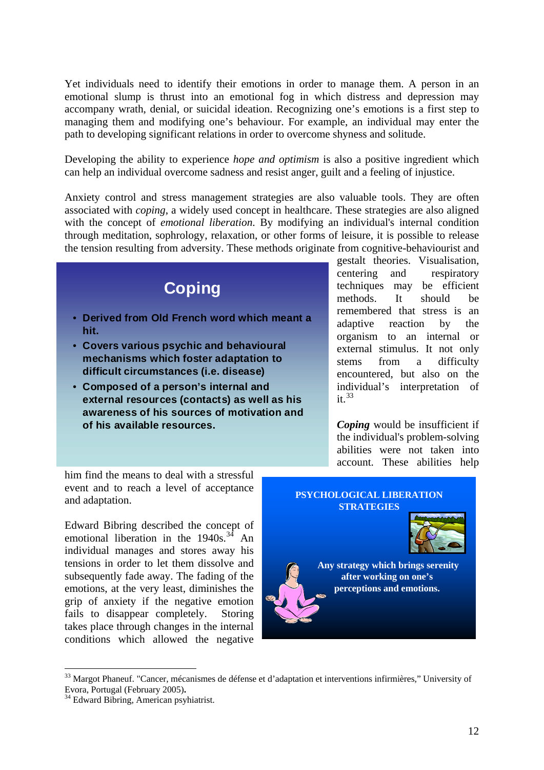Yet individuals need to identify their emotions in order to manage them. A person in an emotional slump is thrust into an emotional fog in which distress and depression may accompany wrath, denial, or suicidal ideation. Recognizing one's emotions is a first step to managing them and modifying one's behaviour. For example, an individual may enter the path to developing significant relations in order to overcome shyness and solitude.

Developing the ability to experience *hope and optimism* is also a positive ingredient which can help an individual overcome sadness and resist anger, guilt and a feeling of injustice.

Anxiety control and stress management strategies are also valuable tools. They are often associated with *coping*, a widely used concept in healthcare. These strategies are also aligned with the concept of *emotional liberation*. By modifying an individual's internal condition through meditation, sophrology, relaxation, or other forms of leisure, it is possible to release the tension resulting from adversity. These methods originate from cognitive-behaviourist and gestalt theories. Visualisation, centering and respiratory techniques may be efficient methods. It should be remembered that stress is an adaptive reaction by the organism to an internal or external stimulus. It not only stems from a difficulty encountered, but also on the individual's interpretation of it.[33]

> **Coping**
>
> - **Derived from Old French word which meant a hit.**
> - **Covers various psychic and behavioural mechanisms which foster adaptation to difficult circumstances (i.e. disease)**
> - **Composed of a person's internal and external resources (contacts) as well as his awareness of his sources of motivation and of his available resources.**

***Coping*** would be insufficient if the individual's problem-solving abilities were not taken into account. These abilities help him find the means to deal with a stressful event and to reach a level of acceptance and adaptation.

Edward Bibring described the concept of emotional liberation in the 1940s.[34] An individual manages and stores away his tensions in order to let them dissolve and subsequently fade away. The fading of the emotions, at the very least, diminishes the grip of anxiety if the negative emotion fails to disappear completely. Storing takes place through changes in the internal conditions which allowed the negative

> **PSYCHOLOGICAL LIBERATION STRATEGIES**
>
> **Any strategy which brings serenity after working on one's perceptions and emotions.**

---

[33] Margot Phaneuf. "Cancer, mécanismes de défense et d'adaptation et interventions infirmières," University of Evora, Portugal (February 2005).

[34] Edward Bibring, American psyhiatrist.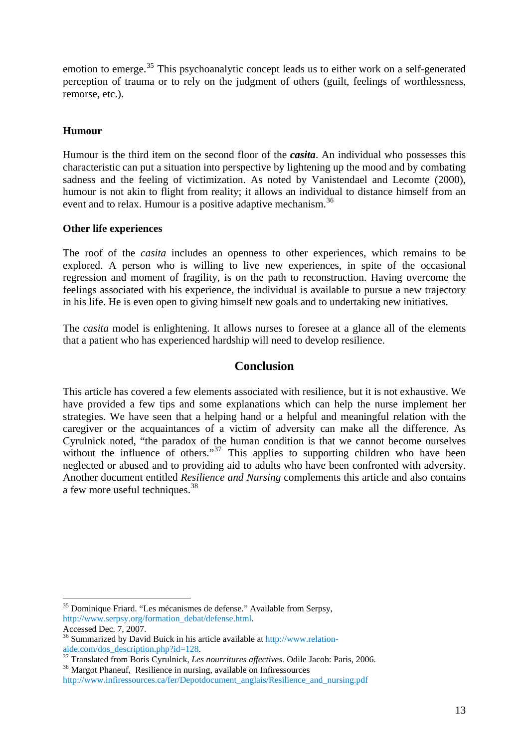emotion to emerge.[35] This psychoanalytic concept leads us to either work on a self-generated perception of trauma or to rely on the judgment of others (guilt, feelings of worthlessness, remorse, etc.).

### Humour

Humour is the third item on the second floor of the ***casita***. An individual who possesses this characteristic can put a situation into perspective by lightening up the mood and by combating sadness and the feeling of victimization. As noted by Vanistendael and Lecomte (2000), humour is not akin to flight from reality; it allows an individual to distance himself from an event and to relax. Humour is a positive adaptive mechanism.[36]

### Other life experiences

The roof of the *casita* includes an openness to other experiences, which remains to be explored. A person who is willing to live new experiences, in spite of the occasional regression and moment of fragility, is on the path to reconstruction. Having overcome the feelings associated with his experience, the individual is available to pursue a new trajectory in his life. He is even open to giving himself new goals and to undertaking new initiatives.

The *casita* model is enlightening. It allows nurses to foresee at a glance all of the elements that a patient who has experienced hardship will need to develop resilience.

## Conclusion

This article has covered a few elements associated with resilience, but it is not exhaustive. We have provided a few tips and some explanations which can help the nurse implement her strategies. We have seen that a helping hand or a helpful and meaningful relation with the caregiver or the acquaintances of a victim of adversity can make all the difference. As Cyrulnick noted, "the paradox of the human condition is that we cannot become ourselves without the influence of others."[37] This applies to supporting children who have been neglected or abused and to providing aid to adults who have been confronted with adversity. Another document entitled *Resilience and Nursing* complements this article and also contains a few more useful techniques.[38]

---

[35] Dominique Friard. "Les mécanismes de defense." Available from Serpsy, http://www.serpsy.org/formation_debat/defense.html.
Accessed Dec. 7, 2007.

[36] Summarized by David Buick in his article available at http://www.relation-aide.com/dos_description.php?id=128.

[37] Translated from Boris Cyrulnick, *Les nourritures affectives*. Odile Jacob: Paris, 2006.

[38] Margot Phaneuf, Resilience in nursing, available on Infiressources http://www.infiressources.ca/fer/Depotdocument_anglais/Resilience_and_nursing.pdf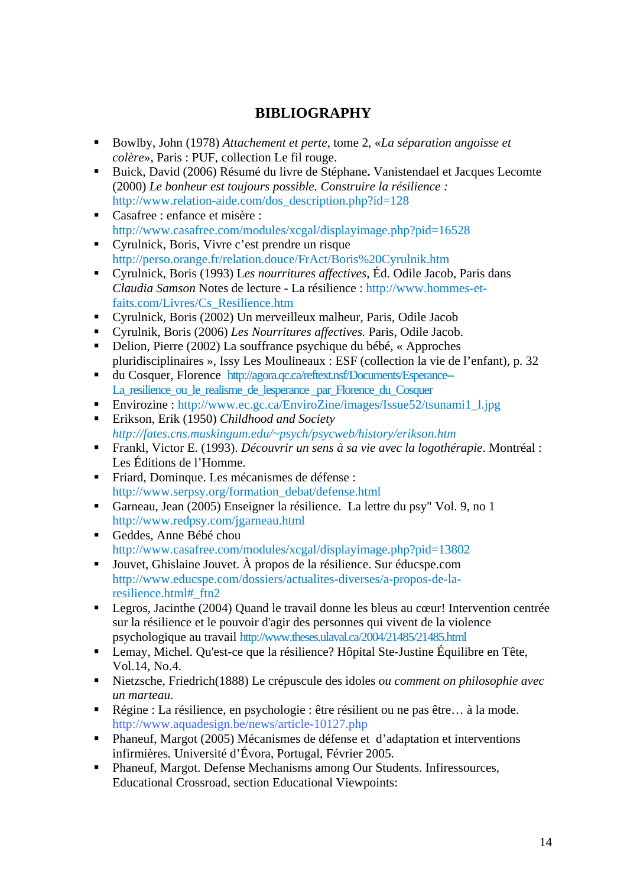# BIBLIOGRAPHY

- Bowlby, John (1978) *Attachement et perte*, tome 2, «*La séparation angoisse et colère*», Paris : PUF, collection Le fil rouge.
- Buick, David (2006) Résumé du livre de Stéphane**.** Vanistendael et Jacques Lecomte (2000) *Le bonheur est toujours possible. Construire la résilience :* http://www.relation-aide.com/dos_description.php?id=128
- Casafree : enfance et misère : http://www.casafree.com/modules/xcgal/displayimage.php?pid=16528
- Cyrulnick, Boris, Vivre c'est prendre un risque http://perso.orange.fr/relation.douce/FrAct/Boris%20Cyrulnik.htm
- Cyrulnick, Boris (1993) L*es nourritures affectives*, Éd. Odile Jacob, Paris dans *Claudia Samson* Notes de lecture - La résilience : http://www.hommes-et-faits.com/Livres/Cs_Resilience.htm
- Cyrulnick, Boris (2002) Un merveilleux malheur, Paris, Odile Jacob
- Cyrulnik, Boris (2006) *Les Nourritures affectives.* Paris, Odile Jacob.
- Delion, Pierre (2002) La souffrance psychique du bébé, « Approches pluridisciplinaires », Issy Les Moulineaux : ESF (collection la vie de l'enfant), p. 32
- du Cosquer, Florence http://agora.qc.ca/reftext.nsf/Documents/Esperance--La_resilience_ou_le_realisme_de_lesperance_par_Florence_du_Cosquer
- Envirozine : http://www.ec.gc.ca/EnviroZine/images/Issue52/tsunami1_l.jpg
- Erikson, Erik (1950) *Childhood and Society* *http://fates.cns.muskingum.edu/~psych/psycweb/history/erikson.htm*
- Frankl, Victor E. (1993). *Découvrir un sens à sa vie avec la logothérapie*. Montréal : Les Éditions de l'Homme.
- Friard, Dominque. Les mécanismes de défense : http://www.serpsy.org/formation_debat/defense.html
- Garneau, Jean (2005) Enseigner la résilience. La lettre du psy" Vol. 9, no 1 http://www.redpsy.com/jgarneau.html
- Geddes, Anne Bébé chou http://www.casafree.com/modules/xcgal/displayimage.php?pid=13802
- Jouvet, Ghislaine Jouvet. À propos de la résilience. Sur éducspe.com http://www.educspe.com/dossiers/actualites-diverses/a-propos-de-la-resilience.html#_ftn2
- Legros, Jacinthe (2004) Quand le travail donne les bleus au cœur! Intervention centrée sur la résilience et le pouvoir d'agir des personnes qui vivent de la violence psychologique au travail http://www.theses.ulaval.ca/2004/21485/21485.html
- Lemay, Michel. Qu'est-ce que la résilience? Hôpital Ste-Justine Équilibre en Tête, Vol.14, No.4.
- Nietzsche, Friedrich(1888) Le crépuscule des idoles *ou comment on philosophie avec un marteau.*
- Régine : La résilience, en psychologie : être résilient ou ne pas être… à la mode. http://www.aquadesign.be/news/article-10127.php
- Phaneuf, Margot (2005) Mécanismes de défense et d'adaptation et interventions infirmières. Université d'Évora, Portugal, Février 2005.
- Phaneuf, Margot. Defense Mechanisms among Our Students. Infiressources, Educational Crossroad, section Educational Viewpoints: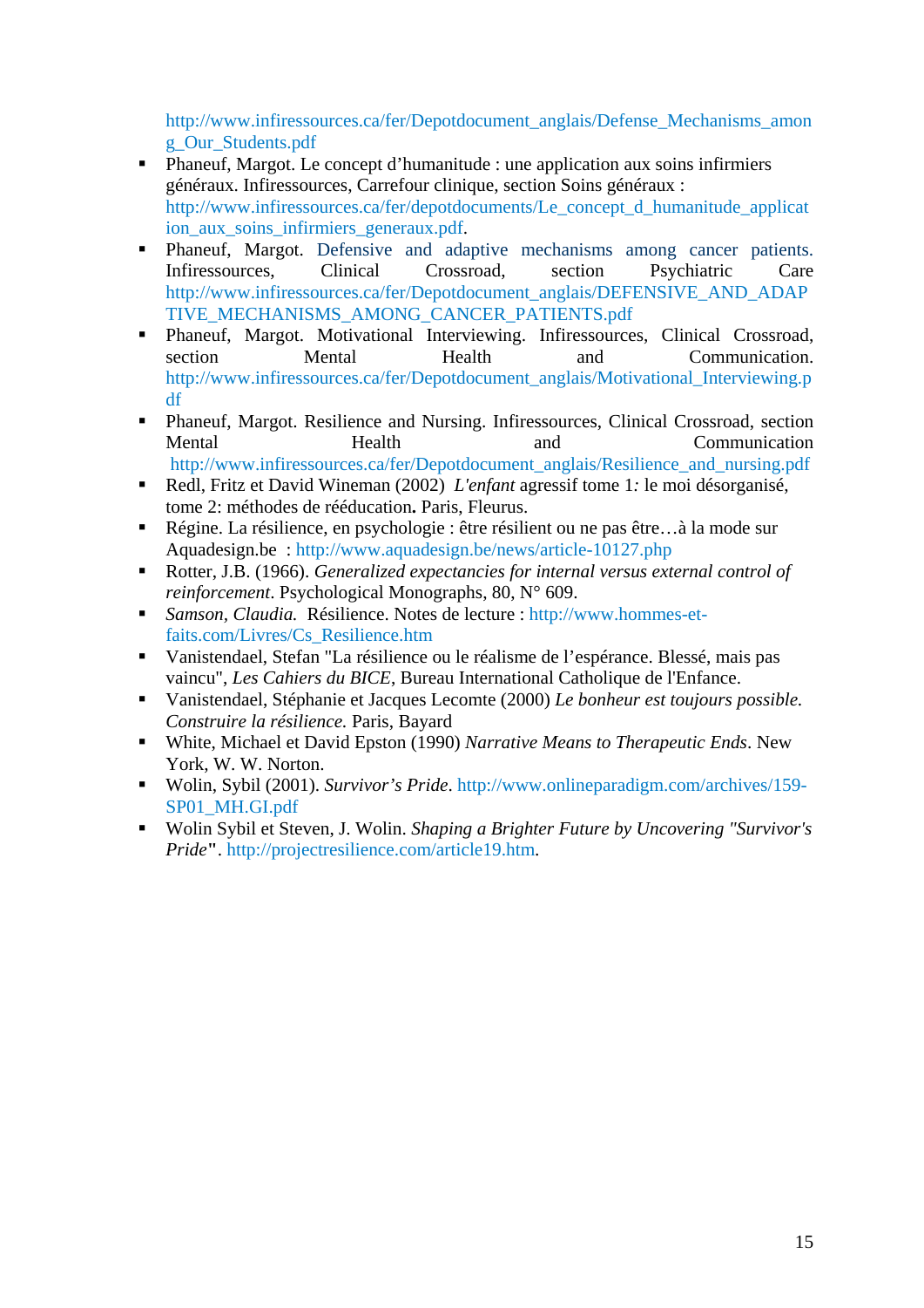http://www.infiressources.ca/fer/Depotdocument_anglais/Defense_Mechanisms_among_Our_Students.pdf

- Phaneuf, Margot. Le concept d'humanitude : une application aux soins infirmiers généraux. Infiressources, Carrefour clinique, section Soins généraux : http://www.infiressources.ca/fer/depotdocuments/Le_concept_d_humanitude_application_aux_soins_infirmiers_generaux.pdf.
- Phaneuf, Margot. Defensive and adaptive mechanisms among cancer patients. Infiressources, Clinical Crossroad, section Psychiatric Care http://www.infiressources.ca/fer/Depotdocument_anglais/DEFENSIVE_AND_ADAPTIVE_MECHANISMS_AMONG_CANCER_PATIENTS.pdf
- Phaneuf, Margot. Motivational Interviewing. Infiressources, Clinical Crossroad, section Mental Health and Communication. http://www.infiressources.ca/fer/Depotdocument_anglais/Motivational_Interviewing.pdf
- Phaneuf, Margot. Resilience and Nursing. Infiressources, Clinical Crossroad, section Mental Health and Communication http://www.infiressources.ca/fer/Depotdocument_anglais/Resilience_and_nursing.pdf
- Redl, Fritz et David Wineman (2002) *L'enfant* agressif tome 1: le moi désorganisé, tome 2: méthodes de rééducation**.** Paris, Fleurus.
- Régine. La résilience, en psychologie : être résilient ou ne pas être…à la mode sur Aquadesign.be : http://www.aquadesign.be/news/article-10127.php
- Rotter, J.B. (1966). *Generalized expectancies for internal versus external control of reinforcement*. Psychological Monographs, 80, N° 609.
- *Samson, Claudia.* Résilience. Notes de lecture : http://www.hommes-et-faits.com/Livres/Cs_Resilience.htm
- Vanistendael, Stefan "La résilience ou le réalisme de l'espérance. Blessé, mais pas vaincu", *Les Cahiers du BICE*, Bureau International Catholique de l'Enfance.
- Vanistendael, Stéphanie et Jacques Lecomte (2000) *Le bonheur est toujours possible. Construire la résilience.* Paris, Bayard
- White, Michael et David Epston (1990) *Narrative Means to Therapeutic Ends*. New York, W. W. Norton.
- Wolin, Sybil (2001). *Survivor's Pride*. http://www.onlineparadigm.com/archives/159-SP01_MH.GI.pdf
- Wolin Sybil et Steven, J. Wolin. *Shaping a Brighter Future by Uncovering "Survivor's Pride*". http://projectresilience.com/article19.htm.